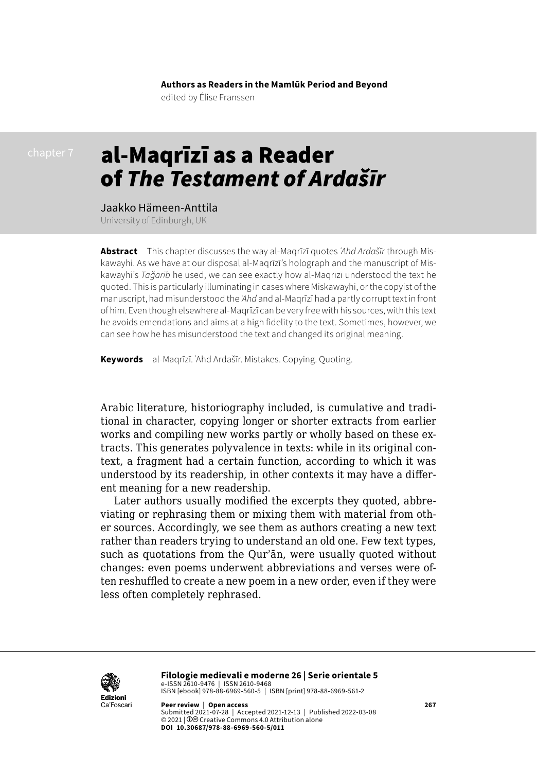**Authors as Readers in the Mamlūk Period and Beyond**
edited by Élise Franssen

chapter 7

# al-Maqrīzī as a Reader of *The Testament of Ardašīr*

Jaakko Hämeen-Anttila
University of Edinburgh, UK

**Abstract** This chapter discusses the way al-Maqrīzī quotes *ʿAhd Ardašīr* through Miskawayhi. As we have at our disposal al-Maqrīzī's holograph and the manuscript of Miskawayhi's *Taǧārib* he used, we can see exactly how al-Maqrīzī understood the text he quoted. This is particularly illuminating in cases where Miskawayhi, or the copyist of the manuscript, had misunderstood the *ʿAhd* and al-Maqrīzī had a partly corrupt text in front of him. Even though elsewhere al-Maqrīzī can be very free with his sources, with this text he avoids emendations and aims at a high fidelity to the text. Sometimes, however, we can see how he has misunderstood the text and changed its original meaning.

**Keywords** al-Maqrīzī. ʿAhd Ardašīr. Mistakes. Copying. Quoting.

Arabic literature, historiography included, is cumulative and traditional in character, copying longer or shorter extracts from earlier works and compiling new works partly or wholly based on these extracts. This generates polyvalence in texts: while in its original context, a fragment had a certain function, according to which it was understood by its readership, in other contexts it may have a different meaning for a new readership.

Later authors usually modified the excerpts they quoted, abbreviating or rephrasing them or mixing them with material from other sources. Accordingly, we see them as authors creating a new text rather than readers trying to understand an old one. Few text types, such as quotations from the Qur'ān, were usually quoted without changes: even poems underwent abbreviations and verses were often reshuffled to create a new poem in a new order, even if they were less often completely rephrased.

**Filologie medievali e moderne 26 | Serie orientale 5**
e-ISSN 2610-9476 | ISSN 2610-9468
ISBN [ebook] 978-88-6969-560-5 | ISBN [print] 978-88-6969-561-2

**Peer review | Open access**
Submitted 2021-07-28 | Accepted 2021-12-13 | Published 2022-03-08
© 2021 | Creative Commons 4.0 Attribution alone
**DOI 10.30687/978-88-6969-560-5/011**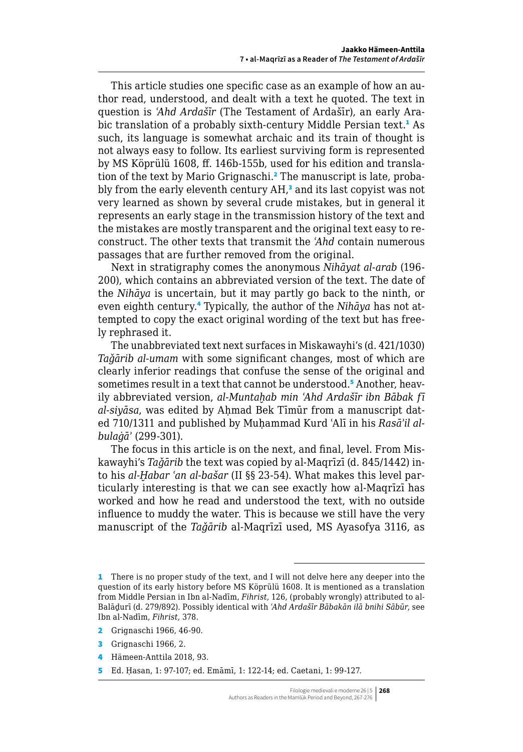This article studies one specific case as an example of how an author read, understood, and dealt with a text he quoted. The text in question is *ʿAhd Ardašīr* (The Testament of Ardašīr), an early Arabic translation of a probably sixth-century Middle Persian text.[1] As such, its language is somewhat archaic and its train of thought is not always easy to follow. Its earliest surviving form is represented by MS Köprülü 1608, ff. 146b-155b, used for his edition and translation of the text by Mario Grignaschi.[2] The manuscript is late, probably from the early eleventh century AH,[3] and its last copyist was not very learned as shown by several crude mistakes, but in general it represents an early stage in the transmission history of the text and the mistakes are mostly transparent and the original text easy to reconstruct. The other texts that transmit the *ʿAhd* contain numerous passages that are further removed from the original.

Next in stratigraphy comes the anonymous *Nihāyat al-arab* (196-200), which contains an abbreviated version of the text. The date of the *Nihāya* is uncertain, but it may partly go back to the ninth, or even eighth century.[4] Typically, the author of the *Nihāya* has not attempted to copy the exact original wording of the text but has freely rephrased it.

The unabbreviated text next surfaces in Miskawayhi's (d. 421/1030) *Taǧārib al-umam* with some significant changes, most of which are clearly inferior readings that confuse the sense of the original and sometimes result in a text that cannot be understood.[5] Another, heavily abbreviated version, *al-Muntaḫab min ʿAhd Ardašīr ibn Bābak fī al-siyāsa*, was edited by Aḥmad Bek Tīmūr from a manuscript dated 710/1311 and published by Muḥammad Kurd ʿAlī in his *Rasāʾil al-bulaġāʾ* (299-301).

The focus in this article is on the next, and final, level. From Miskawayhi's *Taǧārib* the text was copied by al-Maqrīzī (d. 845/1442) into his *al-Ḫabar ʿan al-bašar* (II §§ 23-54). What makes this level particularly interesting is that we can see exactly how al-Maqrīzī has worked and how he read and understood the text, with no outside influence to muddy the water. This is because we still have the very manuscript of the *Taǧārib* al-Maqrīzī used, MS Ayasofya 3116, as

---

1 There is no proper study of the text, and I will not delve here any deeper into the question of its early history before MS Köprülü 1608. It is mentioned as a translation from Middle Persian in Ibn al-Nadīm, *Fihrist*, 126, (probably wrongly) attributed to al-Balāḏurī (d. 279/892). Possibly identical with *ʿAhd Ardašīr Bābakān ilā bnihi Sābūr*, see Ibn al-Nadīm, *Fihrist*, 378.

2 Grignaschi 1966, 46-90.

3 Grignaschi 1966, 2.

4 Hämeen-Anttila 2018, 93.

5 Ed. Ḥasan, 1: 97-107; ed. Emāmī, 1: 122-14; ed. Caetani, 1: 99-127.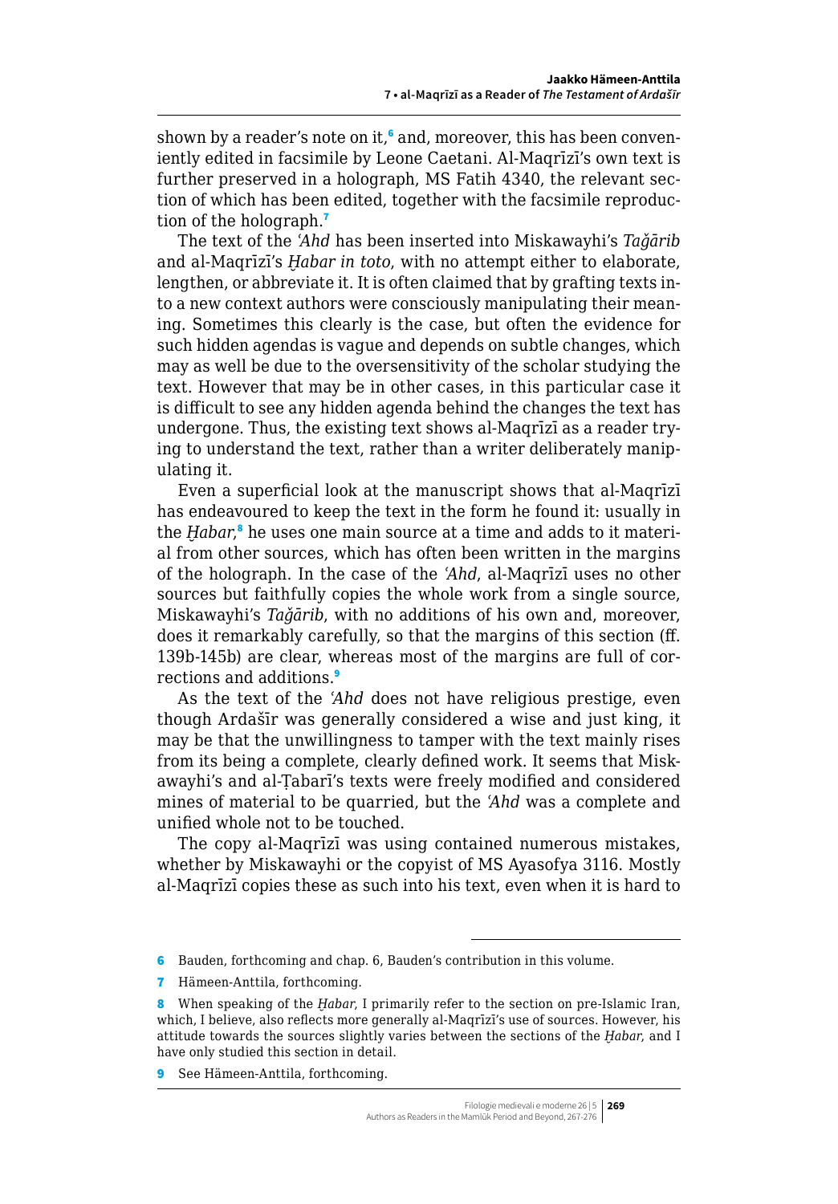shown by a reader's note on it,[6] and, moreover, this has been conveniently edited in facsimile by Leone Caetani. Al-Maqrīzī's own text is further preserved in a holograph, MS Fatih 4340, the relevant section of which has been edited, together with the facsimile reproduction of the holograph.[7]

The text of the *ʿAhd* has been inserted into Miskawayhi's *Taǧārib* and al-Maqrīzī's *Ḫabar in toto*, with no attempt either to elaborate, lengthen, or abbreviate it. It is often claimed that by grafting texts into a new context authors were consciously manipulating their meaning. Sometimes this clearly is the case, but often the evidence for such hidden agendas is vague and depends on subtle changes, which may as well be due to the oversensitivity of the scholar studying the text. However that may be in other cases, in this particular case it is difficult to see any hidden agenda behind the changes the text has undergone. Thus, the existing text shows al-Maqrīzī as a reader trying to understand the text, rather than a writer deliberately manipulating it.

Even a superficial look at the manuscript shows that al-Maqrīzī has endeavoured to keep the text in the form he found it: usually in the *Ḫabar*,[8] he uses one main source at a time and adds to it material from other sources, which has often been written in the margins of the holograph. In the case of the *ʿAhd*, al-Maqrīzī uses no other sources but faithfully copies the whole work from a single source, Miskawayhi's *Taǧārib*, with no additions of his own and, moreover, does it remarkably carefully, so that the margins of this section (ff. 139b-145b) are clear, whereas most of the margins are full of corrections and additions.[9]

As the text of the *ʿAhd* does not have religious prestige, even though Ardašīr was generally considered a wise and just king, it may be that the unwillingness to tamper with the text mainly rises from its being a complete, clearly defined work. It seems that Miskawayhi's and al-Ṭabarī's texts were freely modified and considered mines of material to be quarried, but the *ʿAhd* was a complete and unified whole not to be touched.

The copy al-Maqrīzī was using contained numerous mistakes, whether by Miskawayhi or the copyist of MS Ayasofya 3116. Mostly al-Maqrīzī copies these as such into his text, even when it is hard to

---

6 Bauden, forthcoming and chap. 6, Bauden's contribution in this volume.

7 Hämeen-Anttila, forthcoming.

8 When speaking of the *Ḫabar*, I primarily refer to the section on pre-Islamic Iran, which, I believe, also reflects more generally al-Maqrīzī's use of sources. However, his attitude towards the sources slightly varies between the sections of the *Ḫabar*, and I have only studied this section in detail.

9 See Hämeen-Anttila, forthcoming.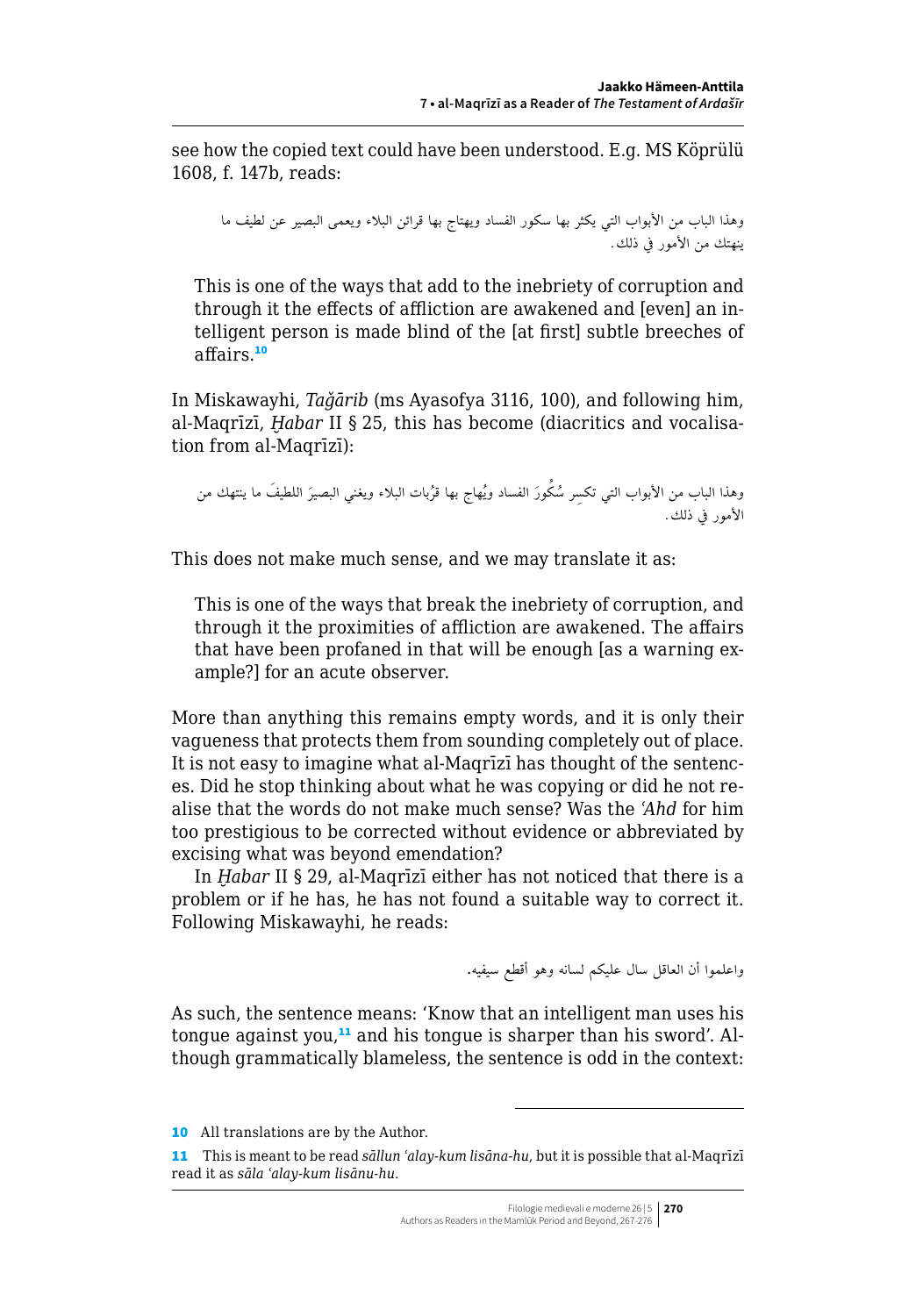see how the copied text could have been understood. E.g. MS Köprülü 1608, f. 147b, reads:

> وهذا الباب من الأبواب التي يكثر بها سكور الفساد ويهتاج بها قرائن البلاء ويعمى البصير عن لطيف ما ينهتك من الأمور في ذلك.

> This is one of the ways that add to the inebriety of corruption and through it the effects of affliction are awakened and [even] an intelligent person is made blind of the [at first] subtle breeches of affairs.[10]

In Miskawayhi, *Taǧārib* (ms Ayasofya 3116, 100), and following him, al-Maqrīzī, *Ḫabar* II § 25, this has become (diacritics and vocalisation from al-Maqrīzī):

> وهذا الباب من الأبواب التي تكسِر سُكُورَ الفساد ويُهاج بها قرُبات البلاء ويغني البصيرَ اللطيفَ ما ينتهك من الأمور في ذلك.

This does not make much sense, and we may translate it as:

> This is one of the ways that break the inebriety of corruption, and through it the proximities of affliction are awakened. The affairs that have been profaned in that will be enough [as a warning example?] for an acute observer.

More than anything this remains empty words, and it is only their vagueness that protects them from sounding completely out of place. It is not easy to imagine what al-Maqrīzī has thought of the sentences. Did he stop thinking about what he was copying or did he not realise that the words do not make much sense? Was the *ʿAhd* for him too prestigious to be corrected without evidence or abbreviated by excising what was beyond emendation?

In *Ḫabar* II § 29, al-Maqrīzī either has not noticed that there is a problem or if he has, he has not found a suitable way to correct it. Following Miskawayhi, he reads:

> واعلموا أن العاقل سال عليكم لسانه وهو أقطع سيفيه.

As such, the sentence means: 'Know that an intelligent man uses his tongue against you,[11] and his tongue is sharper than his sword'. Although grammatically blameless, the sentence is odd in the context:

---

[10] All translations are by the Author.

[11] This is meant to be read *sāllun ʿalay-kum lisāna-hu*, but it is possible that al-Maqrīzī read it as *sāla ʿalay-kum lisānu-hu*.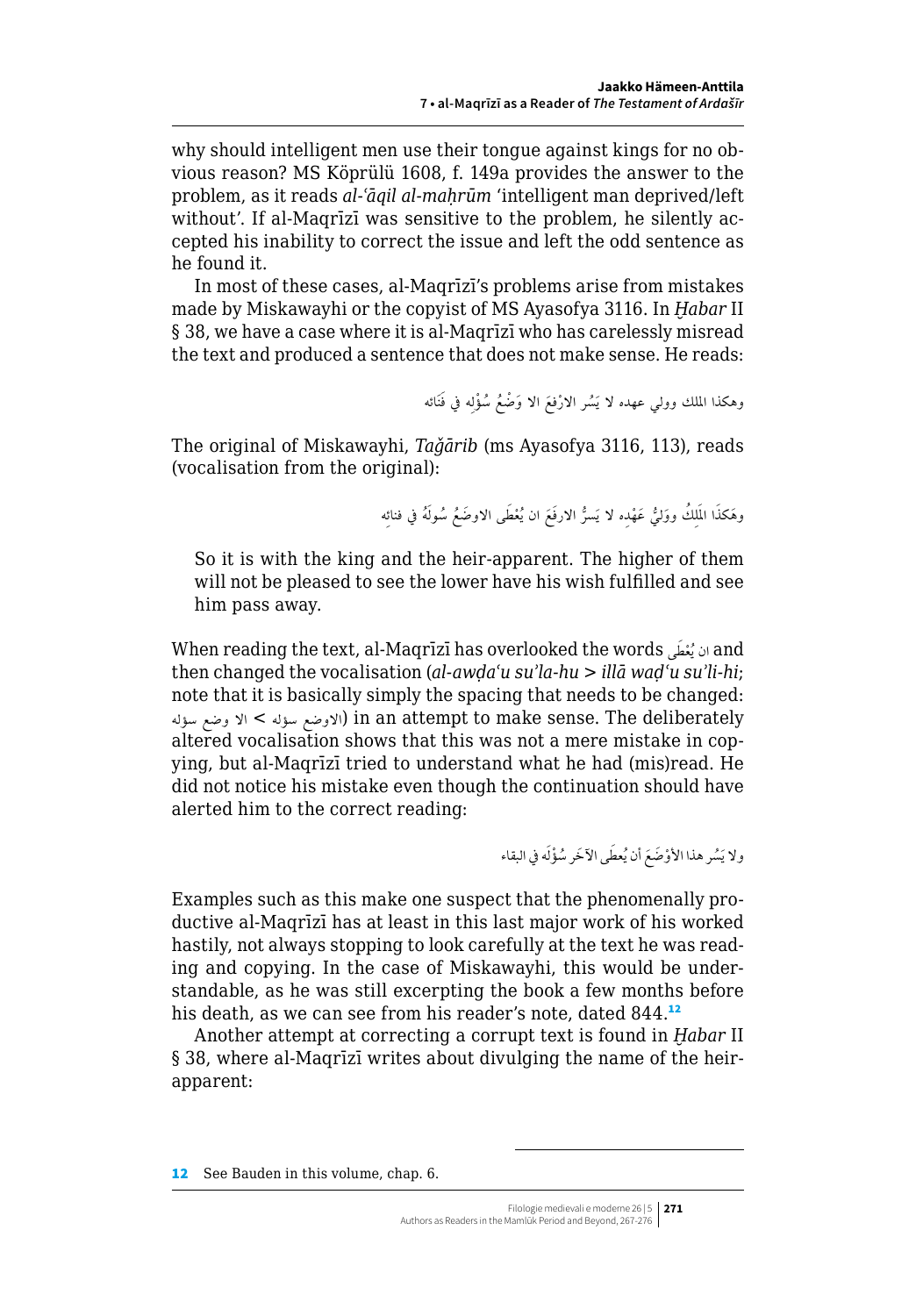why should intelligent men use their tongue against kings for no obvious reason? MS Köprülü 1608, f. 149a provides the answer to the problem, as it reads *al-ʿāqil al-maḥrūm* 'intelligent man deprived/left without'. If al-Maqrīzī was sensitive to the problem, he silently accepted his inability to correct the issue and left the odd sentence as he found it.

In most of these cases, al-Maqrīzī's problems arise from mistakes made by Miskawayhi or the copyist of MS Ayasofya 3116. In *Ḫabar* II § 38, we have a case where it is al-Maqrīzī who has carelessly misread the text and produced a sentence that does not make sense. He reads:

وهكذا الملك وولي عهده لا يَسُر الارْفعَ الا وَضْعُ سُؤْلِه في فَنَائه

The original of Miskawayhi, *Taǧārib* (ms Ayasofya 3116, 113), reads (vocalisation from the original):

وهَكذَا المَلِكُ ووَلِيُّ عَهْدِه لا يَسرُّ الارفَعَ ان يُعْطَى الاوضَعُ سُولَهُ في فنائِه

> So it is with the king and the heir-apparent. The higher of them will not be pleased to see the lower have his wish fulfilled and see him pass away.

When reading the text, al-Maqrīzī has overlooked the words ان يُعْطَى and then changed the vocalisation (*al-awḍaʿu su'la-hu* > *illā waḍʿu su'li-hi*; note that it is basically simply the spacing that needs to be changed: الاوضع سؤله > الا وضع سؤله) in an attempt to make sense. The deliberately altered vocalisation shows that this was not a mere mistake in copying, but al-Maqrīzī tried to understand what he had (mis)read. He did not notice his mistake even though the continuation should have alerted him to the correct reading:

ولا يَسُر هذا الأوْضَعَ أن يُعطَى الآخَر سُؤْلَه في البقاء

Examples such as this make one suspect that the phenomenally productive al-Maqrīzī has at least in this last major work of his worked hastily, not always stopping to look carefully at the text he was reading and copying. In the case of Miskawayhi, this would be understandable, as he was still excerpting the book a few months before his death, as we can see from his reader's note, dated 844.[12]

Another attempt at correcting a corrupt text is found in *Ḫabar* II § 38, where al-Maqrīzī writes about divulging the name of the heir-apparent:

---

[12] See Bauden in this volume, chap. 6.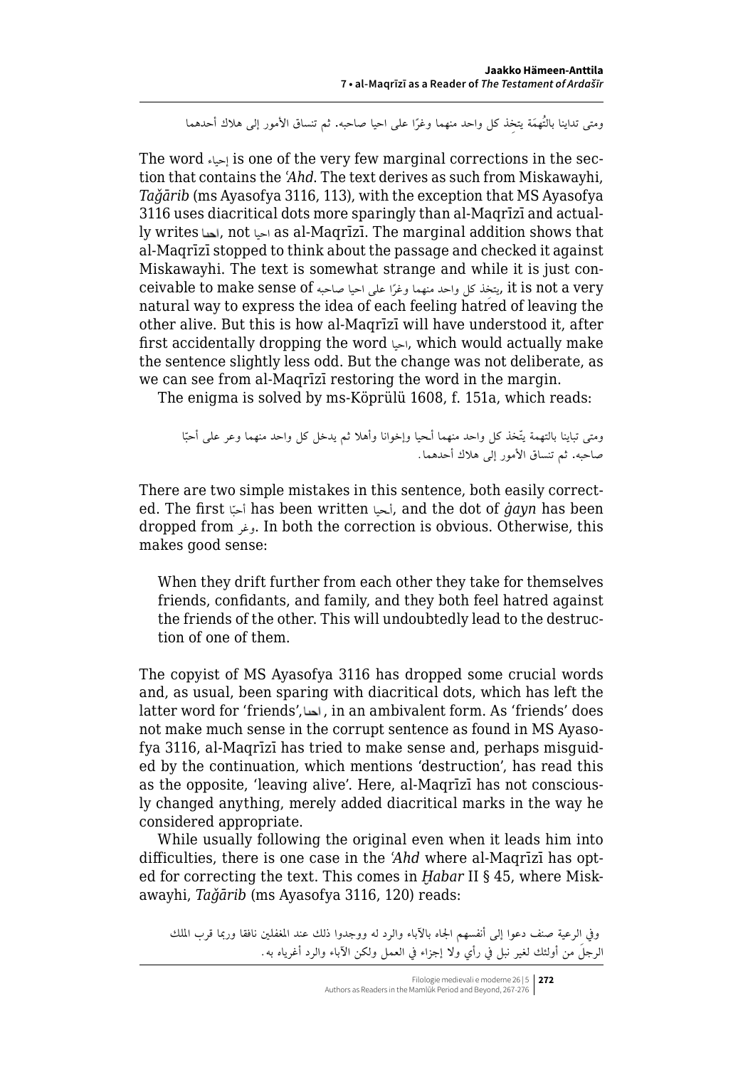ومتى تداينا بالتُّهمَة يتخذ كل واحد منهما وغرًا على احيا صاحبه. ثم تتساق الأمور إلى هلاك أحدهما

The word إحياء is one of the very few marginal corrections in the section that contains the *ʿAhd*. The text derives as such from Miskawayhi, *Taǧārib* (ms Ayasofya 3116, 113), with the exception that MS Ayasofya 3116 uses diacritical dots more sparingly than al-Maqrīzī and actually writes احىا, not احيا as al-Maqrīzī. The marginal addition shows that al-Maqrīzī stopped to think about the passage and checked it against Miskawayhi. The text is somewhat strange and while it is just conceivable to make sense of يتخذ كل واحد منهما وغرًا على احيا صاحبه, it is not a very natural way to express the idea of each feeling hatred of leaving the other alive. But this is how al-Maqrīzī will have understood it, after first accidentally dropping the word احيا, which would actually make the sentence slightly less odd. But the change was not deliberate, as we can see from al-Maqrīzī restoring the word in the margin.

The enigma is solved by ms-Köprülü 1608, f. 151a, which reads:

ومتى تباينا بالتهمة يتّخذ كل واحد منهما أحيا وإخوانا وأهلا ثم يدخل كل واحد منهما وعر على أحبّا صاحبه. ثم تنساق الأمور إلى هلاك أحدهما.

There are two simple mistakes in this sentence, both easily corrected. The first أحبّا has been written أحيا, and the dot of *ġayn* has been dropped from وغر. In both the correction is obvious. Otherwise, this makes good sense:

> When they drift further from each other they take for themselves friends, confidants, and family, and they both feel hatred against the friends of the other. This will undoubtedly lead to the destruction of one of them.

The copyist of MS Ayasofya 3116 has dropped some crucial words and, as usual, been sparing with diacritical dots, which has left the latter word for 'friends', احىا, in an ambivalent form. As 'friends' does not make much sense in the corrupt sentence as found in MS Ayasofya 3116, al-Maqrīzī has tried to make sense and, perhaps misguided by the continuation, which mentions 'destruction', has read this as the opposite, 'leaving alive'. Here, al-Maqrīzī has not consciously changed anything, merely added diacritical marks in the way he considered appropriate.

While usually following the original even when it leads him into difficulties, there is one case in the *ʿAhd* where al-Maqrīzī has opted for correcting the text. This comes in *Ḫabar* II § 45, where Miskawayhi, *Taǧārib* (ms Ayasofya 3116, 120) reads:

وفي الرعية صنف دعوا إلى أنفسهم الجاه بالآباء والرد له ووجدوا ذلك عند المغفلين نافقا وربما قرب الملك الرجلَ من أولئك لغير نبل في رأي ولا إجزاء في العمل ولكن الآباء والرد أغرياه به.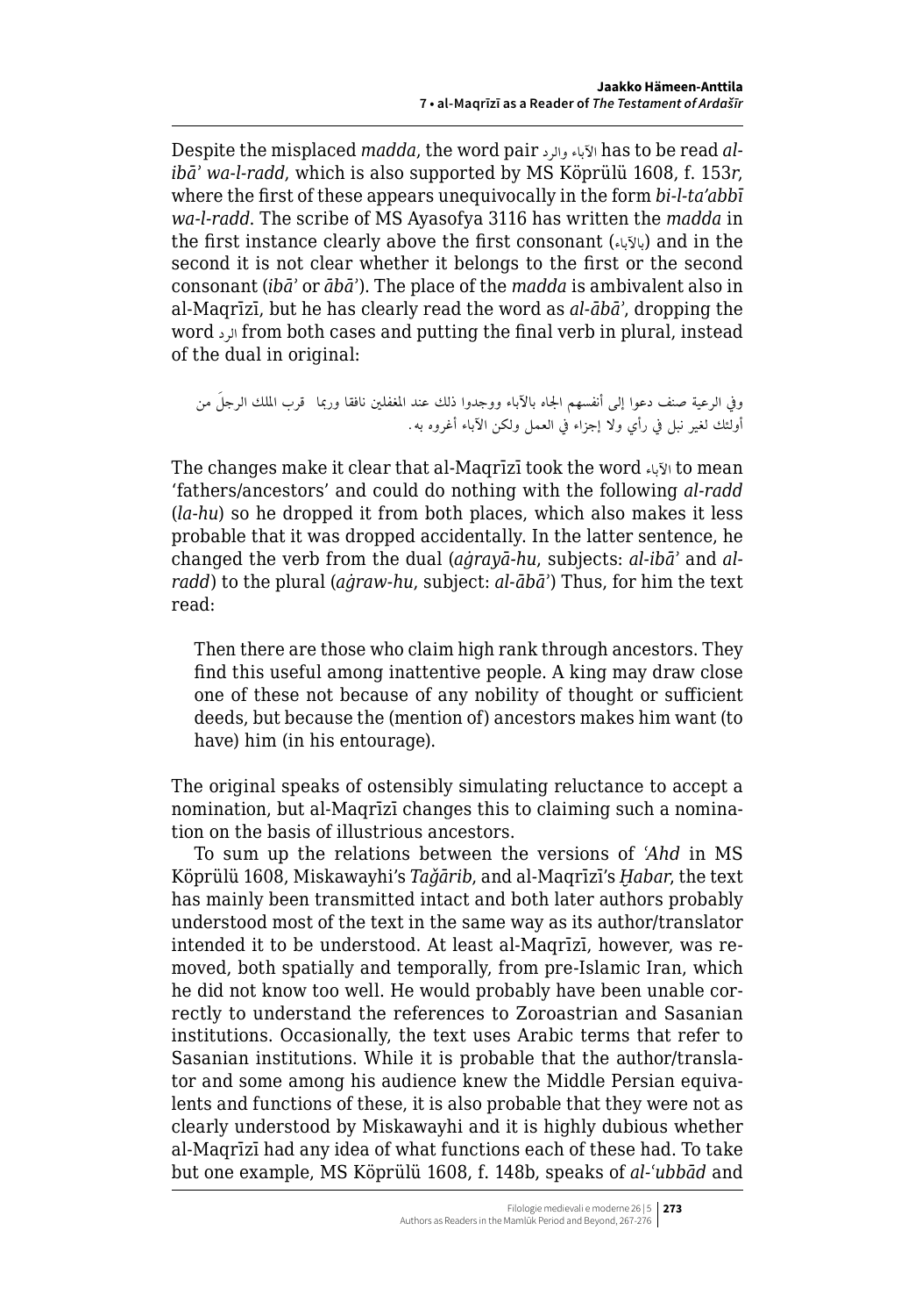Despite the misplaced *madda*, the word pair الآباء والرد has to be read *al-ibāʾ wa-l-radd*, which is also supported by MS Köprülü 1608, f. 153*r*, where the first of these appears unequivocally in the form *bi-l-taʾabbī wa-l-radd*. The scribe of MS Ayasofya 3116 has written the *madda* in the first instance clearly above the first consonant (بالآباء) and in the second it is not clear whether it belongs to the first or the second consonant (*ibāʾ* or *ābāʾ*). The place of the *madda* is ambivalent also in al-Maqrīzī, but he has clearly read the word as *al-ābāʾ*, dropping the word الرد from both cases and putting the final verb in plural, instead of the dual in original:

وفي الرعية صنف دعوا إلى أنفسهم الجاه بالآباء ووجدوا ذلك عند المغفلين نافقا وربما قرب الملك الرجلَ من أولئك لغير نبل في رأي ولا إجزاء في العمل ولكن الآباء أغروه به.

The changes make it clear that al-Maqrīzī took the word الآباء to mean 'fathers/ancestors' and could do nothing with the following *al-radd* (*la-hu*) so he dropped it from both places, which also makes it less probable that it was dropped accidentally. In the latter sentence, he changed the verb from the dual (*aġrayā-hu*, subjects: *al-ibāʾ* and *al-radd*) to the plural (*aġraw-hu*, subject: *al-ābāʾ*) Thus, for him the text read:

> Then there are those who claim high rank through ancestors. They find this useful among inattentive people. A king may draw close one of these not because of any nobility of thought or sufficient deeds, but because the (mention of) ancestors makes him want (to have) him (in his entourage).

The original speaks of ostensibly simulating reluctance to accept a nomination, but al-Maqrīzī changes this to claiming such a nomination on the basis of illustrious ancestors.

To sum up the relations between the versions of *ʿAhd* in MS Köprülü 1608, Miskawayhi's *Taǧārib*, and al-Maqrīzī's *Ḫabar*, the text has mainly been transmitted intact and both later authors probably understood most of the text in the same way as its author/translator intended it to be understood. At least al-Maqrīzī, however, was removed, both spatially and temporally, from pre-Islamic Iran, which he did not know too well. He would probably have been unable correctly to understand the references to Zoroastrian and Sasanian institutions. Occasionally, the text uses Arabic terms that refer to Sasanian institutions. While it is probable that the author/translator and some among his audience knew the Middle Persian equivalents and functions of these, it is also probable that they were not as clearly understood by Miskawayhi and it is highly dubious whether al-Maqrīzī had any idea of what functions each of these had. To take but one example, MS Köprülü 1608, f. 148b, speaks of *al-ʿubbād* and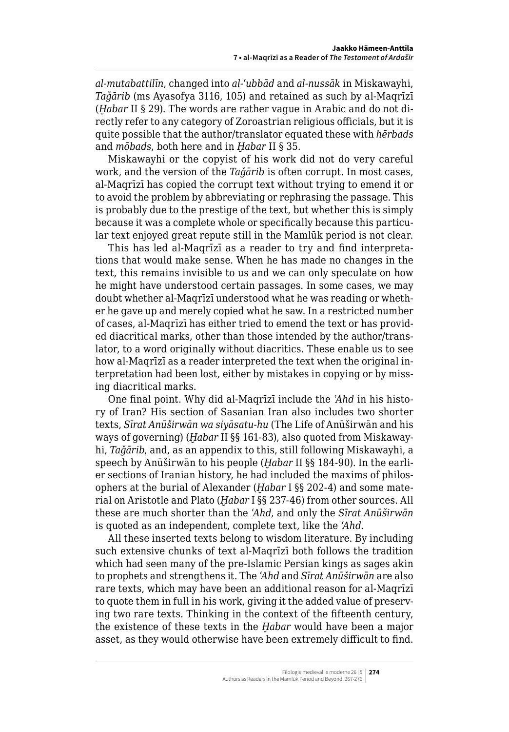*al-mutabattilīn*, changed into *al-ʿubbād* and *al-nussāk* in Miskawayhi, *Taǧārib* (ms Ayasofya 3116, 105) and retained as such by al-Maqrīzī (*Ḫabar* II § 29). The words are rather vague in Arabic and do not directly refer to any category of Zoroastrian religious officials, but it is quite possible that the author/translator equated these with *hērbads* and *mōbads*, both here and in *Ḫabar* II § 35.

Miskawayhi or the copyist of his work did not do very careful work, and the version of the *Taǧārib* is often corrupt. In most cases, al-Maqrīzī has copied the corrupt text without trying to emend it or to avoid the problem by abbreviating or rephrasing the passage. This is probably due to the prestige of the text, but whether this is simply because it was a complete whole or specifically because this particular text enjoyed great repute still in the Mamlūk period is not clear.

This has led al-Maqrīzī as a reader to try and find interpretations that would make sense. When he has made no changes in the text, this remains invisible to us and we can only speculate on how he might have understood certain passages. In some cases, we may doubt whether al-Maqrīzī understood what he was reading or whether he gave up and merely copied what he saw. In a restricted number of cases, al-Maqrīzī has either tried to emend the text or has provided diacritical marks, other than those intended by the author/translator, to a word originally without diacritics. These enable us to see how al-Maqrīzī as a reader interpreted the text when the original interpretation had been lost, either by mistakes in copying or by missing diacritical marks.

One final point. Why did al-Maqrīzī include the *ʿAhd* in his history of Iran? His section of Sasanian Iran also includes two shorter texts, *Sīrat Anūširwān wa siyāsatu-hu* (The Life of Anūširwān and his ways of governing) (*Ḫabar* II §§ 161-83), also quoted from Miskawayhi, *Taǧārib*, and, as an appendix to this, still following Miskawayhi, a speech by Anūširwān to his people (*Ḫabar* II §§ 184-90). In the earlier sections of Iranian history, he had included the maxims of philosophers at the burial of Alexander (*Ḫabar* I §§ 202-4) and some material on Aristotle and Plato (*Ḫabar* I §§ 237-46) from other sources. All these are much shorter than the *ʿAhd*, and only the *Sīrat Anūširwān* is quoted as an independent, complete text, like the *ʿAhd*.

All these inserted texts belong to wisdom literature. By including such extensive chunks of text al-Maqrīzī both follows the tradition which had seen many of the pre-Islamic Persian kings as sages akin to prophets and strengthens it. The *ʿAhd* and *Sīrat Anūširwān* are also rare texts, which may have been an additional reason for al-Maqrīzī to quote them in full in his work, giving it the added value of preserving two rare texts. Thinking in the context of the fifteenth century, the existence of these texts in the *Ḫabar* would have been a major asset, as they would otherwise have been extremely difficult to find.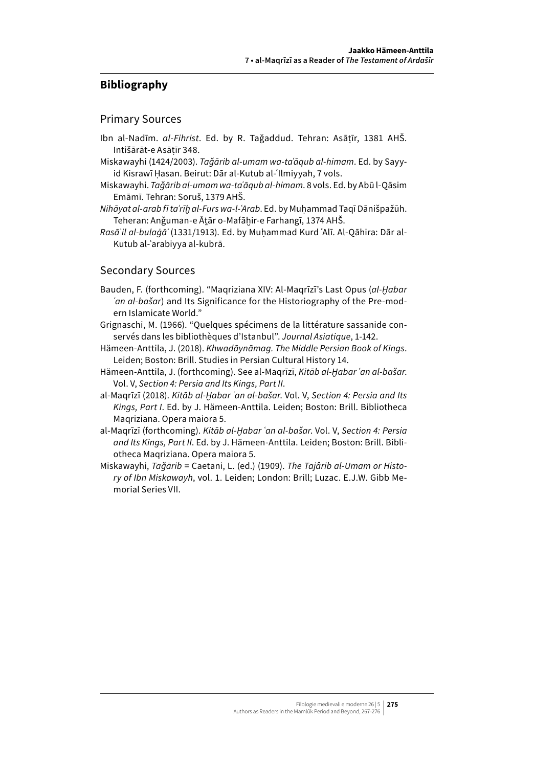## Bibliography

### Primary Sources

Ibn al-Nadīm. *al-Fihrist*. Ed. by R. Tağaddud. Tehran: Asāṭīr, 1381 AHŠ. Intišārāt-e Asāṭīr 348.

Miskawayhi (1424/2003). *Tağārib al-umam wa-taʿāqub al-himam*. Ed. by Sayyid Kisrawī Ḥasan. Beirut: Dār al-Kutub al-ʿIlmiyyah, 7 vols.

Miskawayhi. *Tağārib al-umam wa-taʿāqub al-himam*. 8 vols. Ed. by Abū l-Qāsim Emāmī. Tehran: Soruš, 1379 AHŠ.

*Nihāyat al-arab fī taʾrīḫ al-Furs wa-l-ʿArab*. Ed. by Muḥammad Taqī Dānišpažūh. Teheran: Anğuman-e Āṯār o-Mafāḫir-e Farhangī, 1374 AHŠ.

*Rasāʾil al-bulaġāʾ* (1331/1913). Ed. by Muḥammad Kurd ʿAlī. Al-Qāhira: Dār al-Kutub al-ʿarabiyya al-kubrā.

### Secondary Sources

Bauden, F. (forthcoming). "Maqriziana XIV: Al-Maqrīzī's Last Opus (*al-Ḫabar ʿan al-bašar*) and Its Significance for the Historiography of the Pre-modern Islamicate World."

Grignaschi, M. (1966). "Quelques spécimens de la littérature sassanide conservés dans les bibliothèques d'Istanbul". *Journal Asiatique*, 1-142.

Hämeen-Anttila, J. (2018). *Khwadāynāmag. The Middle Persian Book of Kings*. Leiden; Boston: Brill. Studies in Persian Cultural History 14.

Hämeen-Anttila, J. (forthcoming). See al-Maqrīzī, *Kitāb al-Ḫabar ʿan al-bašar*. Vol. V, *Section 4: Persia and Its Kings, Part II*.

al-Maqrīzī (2018). *Kitāb al-Ḫabar ʿan al-bašar*. Vol. V, *Section 4: Persia and Its Kings, Part I*. Ed. by J. Hämeen-Anttila. Leiden; Boston: Brill. Bibliotheca Maqriziana. Opera maiora 5.

al-Maqrīzī (forthcoming). *Kitāb al-Ḫabar ʿan al-bašar*. Vol. V, *Section 4: Persia and Its Kings, Part II*. Ed. by J. Hämeen-Anttila. Leiden; Boston: Brill. Bibliotheca Maqriziana. Opera maiora 5.

Miskawayhi, *Tağārib* = Caetani, L. (ed.) (1909). *The Tajârib al-Umam or History of Ibn Miskawayh*, vol. 1. Leiden; London: Brill; Luzac. E.J.W. Gibb Memorial Series VII.